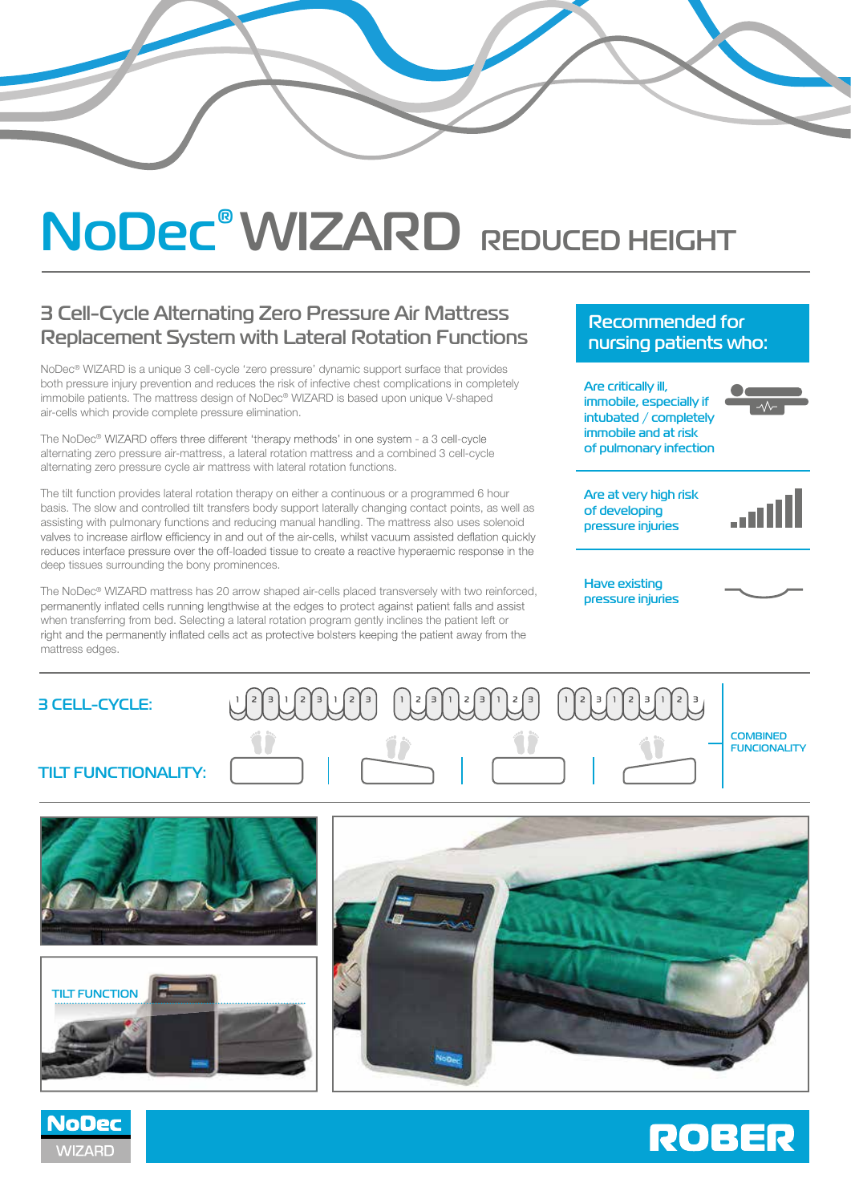# NoDec® WIZARD REDUCED HEIGHT

## 3 Cell-Cycle Alternating Zero Pressure Air Mattress Replacement System with Lateral Rotation Functions

NoDec® WIZARD is a unique 3 cell-cycle 'zero pressure' dynamic support surface that provides both pressure injury prevention and reduces the risk of infective chest complications in completely immobile patients. The mattress design of NoDec® WIZARD is based upon unique V-shaped air-cells which provide complete pressure elimination.

The NoDec® WIZARD offers three different 'therapy methods' in one system - a 3 cell-cycle alternating zero pressure air-mattress, a lateral rotation mattress and a combined 3 cell-cycle alternating zero pressure cycle air mattress with lateral rotation functions.

The tilt function provides lateral rotation therapy on either a continuous or a programmed 6 hour basis. The slow and controlled tilt transfers body support laterally changing contact points, as well as assisting with pulmonary functions and reducing manual handling. The mattress also uses solenoid valves to increase airflow efficiency in and out of the air-cells, whilst vacuum assisted deflation quickly reduces interface pressure over the off-loaded tissue to create a reactive hyperaemic response in the deep tissues surrounding the bony prominences.

The NoDec® WIZARD mattress has 20 arrow shaped air-cells placed transversely with two reinforced, permanently inflated cells running lengthwise at the edges to protect against patient falls and assist when transferring from bed. Selecting a lateral rotation program gently inclines the patient left or right and the permanently inflated cells act as protective bolsters keeping the patient away from the mattress edges.

## Recommended for nursing patients who:

- Are critically ill, immobile, especially if intubated / completely immobile and at risk of pulmonary infection
- Are at very high risk of developing pressure injuries
- Have existing pressure injuries

**3 CELL-CYCLE:**

**TILT FUNCTIONALITY:**

COMBINED FUNCIONALITY

TILT FUNCTION

NoDec WIZARD

ROBER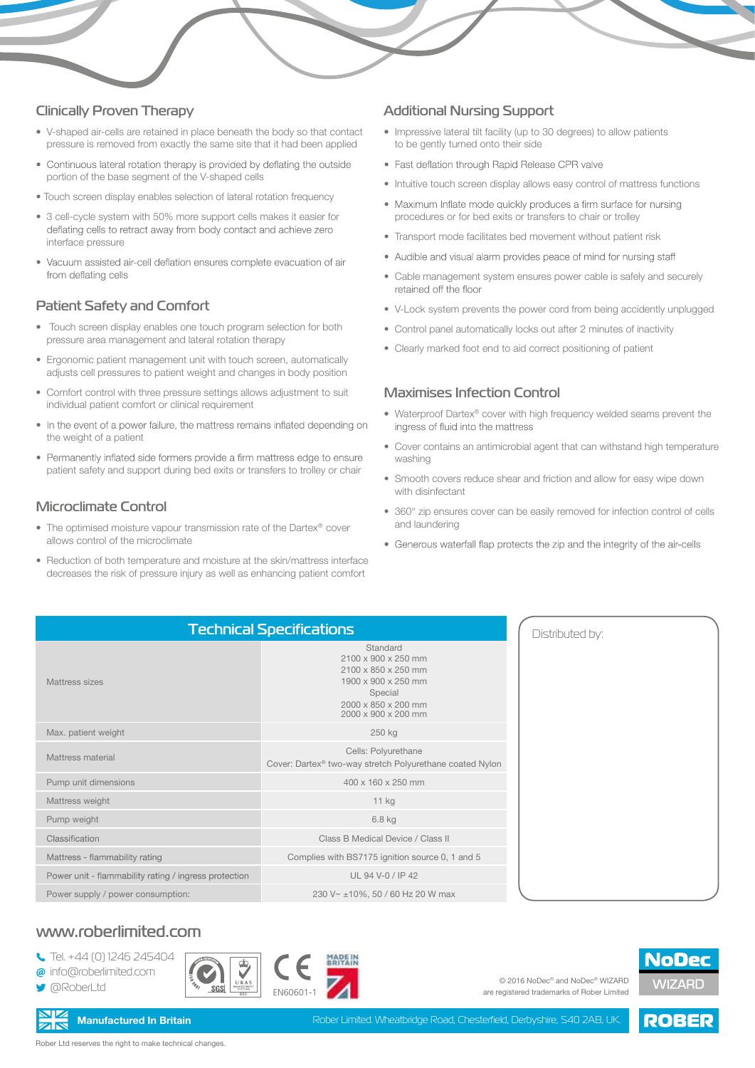## Clinically Proven Therapy

- V-shaped air-cells are retained in place beneath the body so that contact pressure is removed from exactly the same site that it had been applied
- Continuous lateral rotation therapy is provided by deflating the outside portion of the base segment of the V-shaped cells
- Touch screen display enables selection of lateral rotation frequency
- 3 cell-cycle system with 50% more support cells makes it easier for deflating cells to retract away from body contact and achieve zero interface pressure
- Vacuum assisted air-cell deflation ensures complete evacuation of air from deflating cells

## Patient Safety and Comfort

- Touch screen display enables one touch program selection for both pressure area management and lateral rotation therapy
- Ergonomic patient management unit with touch screen, automatically adjusts cell pressures to patient weight and changes in body position
- Comfort control with three pressure settings allows adjustment to suit individual patient comfort or clinical requirement
- In the event of a power failure, the mattress remains inflated depending on the weight of a patient
- Permanently inflated side formers provide a firm mattress edge to ensure patient safety and support during bed exits or transfers to trolley or chair

## Microclimate Control

- The optimised moisture vapour transmission rate of the Dartex® cover allows control of the microclimate
- Reduction of both temperature and moisture at the skin/mattress interface decreases the risk of pressure injury as well as enhancing patient comfort

## Additional Nursing Support

- Impressive lateral tilt facility (up to 30 degrees) to allow patients to be gently turned onto their side
- Fast deflation through Rapid Release CPR valve
- Intuitive touch screen display allows easy control of mattress functions
- Maximum Inflate mode quickly produces a firm surface for nursing procedures or for bed exits or transfers to chair or trolley
- Transport mode facilitates bed movement without patient risk
- Audible and visual alarm provides peace of mind for nursing staff
- Cable management system ensures power cable is safely and securely retained off the floor
- V-Lock system prevents the power cord from being accidently unplugged
- Control panel automatically locks out after 2 minutes of inactivity
- Clearly marked foot end to aid correct positioning of patient

## Maximises Infection Control

- Waterproof Dartex® cover with high frequency welded seams prevent the ingress of fluid into the mattress
- Cover contains an antimicrobial agent that can withstand high temperature washing
- Smooth covers reduce shear and friction and allow for easy wipe down with disinfectant
- 360° zip ensures cover can be easily removed for infection control of cells and laundering
- Generous waterfall flap protects the zip and the integrity of the air-cells

## Technical Specifications

| | |
|---|---|
| Mattress sizes | Standard<br>2100 x 900 x 250 mm<br>2100 x 850 x 250 mm<br>1900 x 900 x 250 mm<br>Special<br>2000 x 850 x 200 mm<br>2000 x 900 x 200 mm |
| Max. patient weight | 250 kg |
| Mattress material | Cells: Polyurethane<br>Cover: Dartex® two-way stretch Polyurethane coated Nylon |
| Pump unit dimensions | 400 x 160 x 250 mm |
| Mattress weight | 11 kg |
| Pump weight | 6.8 kg |
| Classification | Class B Medical Device / Class II |
| Mattress - flammability rating | Complies with BS7175 ignition source 0, 1 and 5 |
| Power unit - flammability rating / ingress protection | UL 94 V-0 / IP 42 |
| Power supply / power consumption: | 230 V~ ±10%, 50 / 60 Hz 20 W max |

Distributed by:

www.roberlimited.com

Tel. +44 (0) 1246 245404
info@roberlimited.com
@RoberLtd

EN60601-1

© 2016 NoDec® and NoDec® WIZARD are registered trademarks of Rober Limited

NoDec WIZARD

ROBER

**Manufactured In Britain**

Rober Limited. Wheatbridge Road, Chesterfield, Derbyshire, S40 2AB, UK.

Rober Ltd reserves the right to make technical changes.